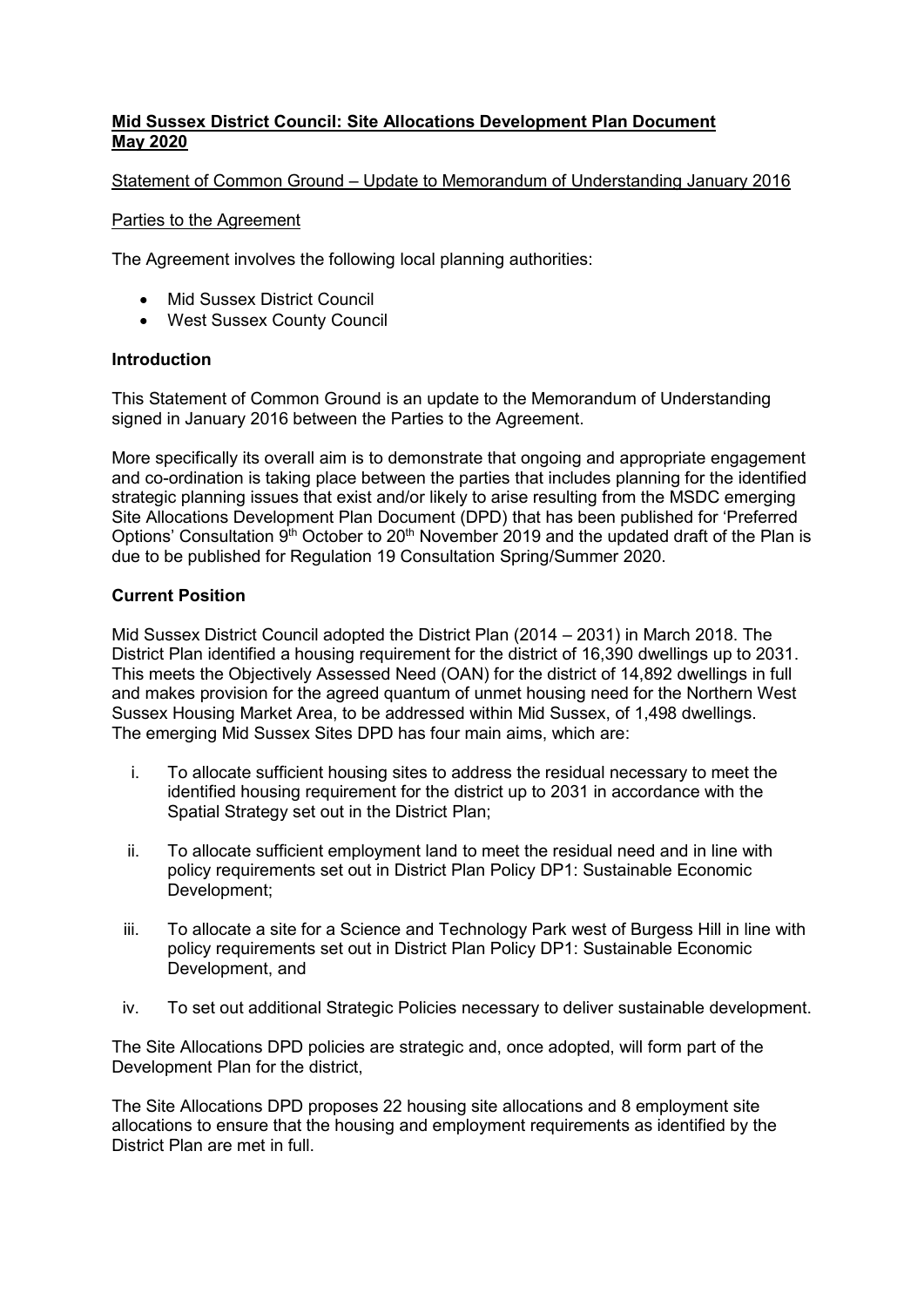**Mid Sussex District Council: Site Allocations Development Plan Document May 2020**

Statement of Common Ground – Update to Memorandum of Understanding January 2016

Parties to the Agreement

The Agreement involves the following local planning authorities:

- Mid Sussex District Council
- West Sussex County Council

**Introduction**

This Statement of Common Ground is an update to the Memorandum of Understanding signed in January 2016 between the Parties to the Agreement.

More specifically its overall aim is to demonstrate that ongoing and appropriate engagement and co-ordination is taking place between the parties that includes planning for the identified strategic planning issues that exist and/or likely to arise resulting from the MSDC emerging Site Allocations Development Plan Document (DPD) that has been published for 'Preferred Options' Consultation 9th October to 20th November 2019 and the updated draft of the Plan is due to be published for Regulation 19 Consultation Spring/Summer 2020.

**Current Position**

Mid Sussex District Council adopted the District Plan (2014 – 2031) in March 2018. The District Plan identified a housing requirement for the district of 16,390 dwellings up to 2031. This meets the Objectively Assessed Need (OAN) for the district of 14,892 dwellings in full and makes provision for the agreed quantum of unmet housing need for the Northern West Sussex Housing Market Area, to be addressed within Mid Sussex, of 1,498 dwellings. The emerging Mid Sussex Sites DPD has four main aims, which are:

i. To allocate sufficient housing sites to address the residual necessary to meet the identified housing requirement for the district up to 2031 in accordance with the Spatial Strategy set out in the District Plan;

ii. To allocate sufficient employment land to meet the residual need and in line with policy requirements set out in District Plan Policy DP1: Sustainable Economic Development;

iii. To allocate a site for a Science and Technology Park west of Burgess Hill in line with policy requirements set out in District Plan Policy DP1: Sustainable Economic Development, and

iv. To set out additional Strategic Policies necessary to deliver sustainable development.

The Site Allocations DPD policies are strategic and, once adopted, will form part of the Development Plan for the district,

The Site Allocations DPD proposes 22 housing site allocations and 8 employment site allocations to ensure that the housing and employment requirements as identified by the District Plan are met in full.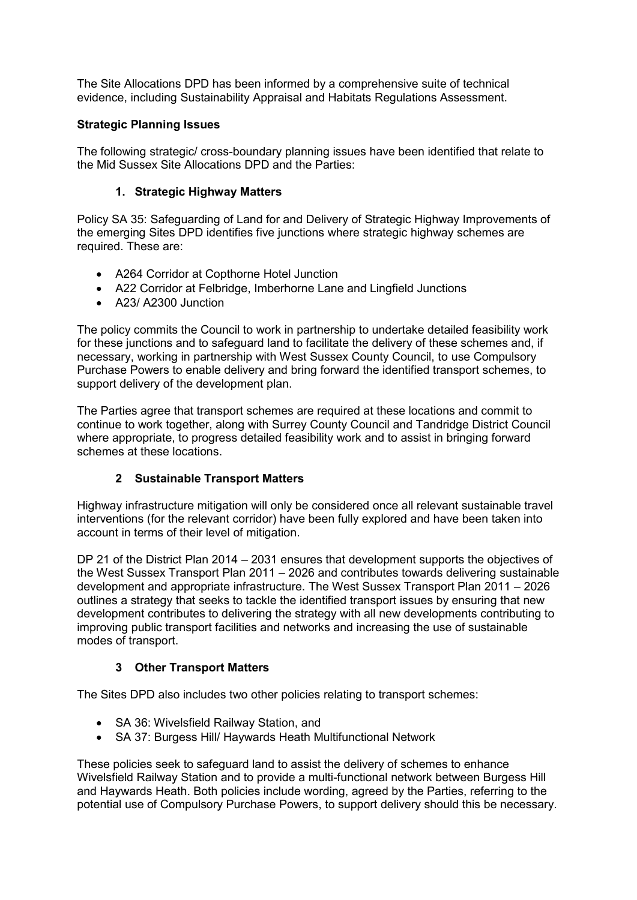The Site Allocations DPD has been informed by a comprehensive suite of technical evidence, including Sustainability Appraisal and Habitats Regulations Assessment.

**Strategic Planning Issues**

The following strategic/ cross-boundary planning issues have been identified that relate to the Mid Sussex Site Allocations DPD and the Parties:

**1. Strategic Highway Matters**

Policy SA 35: Safeguarding of Land for and Delivery of Strategic Highway Improvements of the emerging Sites DPD identifies five junctions where strategic highway schemes are required. These are:

- A264 Corridor at Copthorne Hotel Junction
- A22 Corridor at Felbridge, Imberhorne Lane and Lingfield Junctions
- A23/ A2300 Junction

The policy commits the Council to work in partnership to undertake detailed feasibility work for these junctions and to safeguard land to facilitate the delivery of these schemes and, if necessary, working in partnership with West Sussex County Council, to use Compulsory Purchase Powers to enable delivery and bring forward the identified transport schemes, to support delivery of the development plan.

The Parties agree that transport schemes are required at these locations and commit to continue to work together, along with Surrey County Council and Tandridge District Council where appropriate, to progress detailed feasibility work and to assist in bringing forward schemes at these locations.

**2 Sustainable Transport Matters**

Highway infrastructure mitigation will only be considered once all relevant sustainable travel interventions (for the relevant corridor) have been fully explored and have been taken into account in terms of their level of mitigation.

DP 21 of the District Plan 2014 – 2031 ensures that development supports the objectives of the West Sussex Transport Plan 2011 – 2026 and contributes towards delivering sustainable development and appropriate infrastructure. The West Sussex Transport Plan 2011 – 2026 outlines a strategy that seeks to tackle the identified transport issues by ensuring that new development contributes to delivering the strategy with all new developments contributing to improving public transport facilities and networks and increasing the use of sustainable modes of transport.

**3 Other Transport Matters**

The Sites DPD also includes two other policies relating to transport schemes:

- SA 36: Wivelsfield Railway Station, and
- SA 37: Burgess Hill/ Haywards Heath Multifunctional Network

These policies seek to safeguard land to assist the delivery of schemes to enhance Wivelsfield Railway Station and to provide a multi-functional network between Burgess Hill and Haywards Heath. Both policies include wording, agreed by the Parties, referring to the potential use of Compulsory Purchase Powers, to support delivery should this be necessary.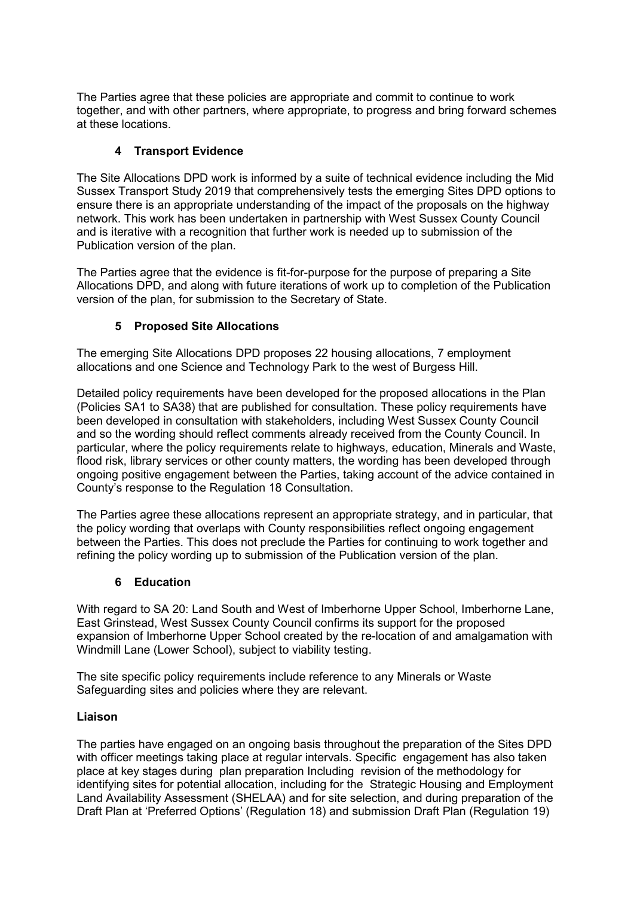The Parties agree that these policies are appropriate and commit to continue to work together, and with other partners, where appropriate, to progress and bring forward schemes at these locations.

## 4 Transport Evidence

The Site Allocations DPD work is informed by a suite of technical evidence including the Mid Sussex Transport Study 2019 that comprehensively tests the emerging Sites DPD options to ensure there is an appropriate understanding of the impact of the proposals on the highway network. This work has been undertaken in partnership with West Sussex County Council and is iterative with a recognition that further work is needed up to submission of the Publication version of the plan.

The Parties agree that the evidence is fit-for-purpose for the purpose of preparing a Site Allocations DPD, and along with future iterations of work up to completion of the Publication version of the plan, for submission to the Secretary of State.

## 5 Proposed Site Allocations

The emerging Site Allocations DPD proposes 22 housing allocations, 7 employment allocations and one Science and Technology Park to the west of Burgess Hill.

Detailed policy requirements have been developed for the proposed allocations in the Plan (Policies SA1 to SA38) that are published for consultation. These policy requirements have been developed in consultation with stakeholders, including West Sussex County Council and so the wording should reflect comments already received from the County Council. In particular, where the policy requirements relate to highways, education, Minerals and Waste, flood risk, library services or other county matters, the wording has been developed through ongoing positive engagement between the Parties, taking account of the advice contained in County's response to the Regulation 18 Consultation.

The Parties agree these allocations represent an appropriate strategy, and in particular, that the policy wording that overlaps with County responsibilities reflect ongoing engagement between the Parties. This does not preclude the Parties for continuing to work together and refining the policy wording up to submission of the Publication version of the plan.

## 6 Education

With regard to SA 20: Land South and West of Imberhorne Upper School, Imberhorne Lane, East Grinstead, West Sussex County Council confirms its support for the proposed expansion of Imberhorne Upper School created by the re-location of and amalgamation with Windmill Lane (Lower School), subject to viability testing.

The site specific policy requirements include reference to any Minerals or Waste Safeguarding sites and policies where they are relevant.

## Liaison

The parties have engaged on an ongoing basis throughout the preparation of the Sites DPD with officer meetings taking place at regular intervals. Specific engagement has also taken place at key stages during plan preparation Including revision of the methodology for identifying sites for potential allocation, including for the Strategic Housing and Employment Land Availability Assessment (SHELAA) and for site selection, and during preparation of the Draft Plan at 'Preferred Options' (Regulation 18) and submission Draft Plan (Regulation 19)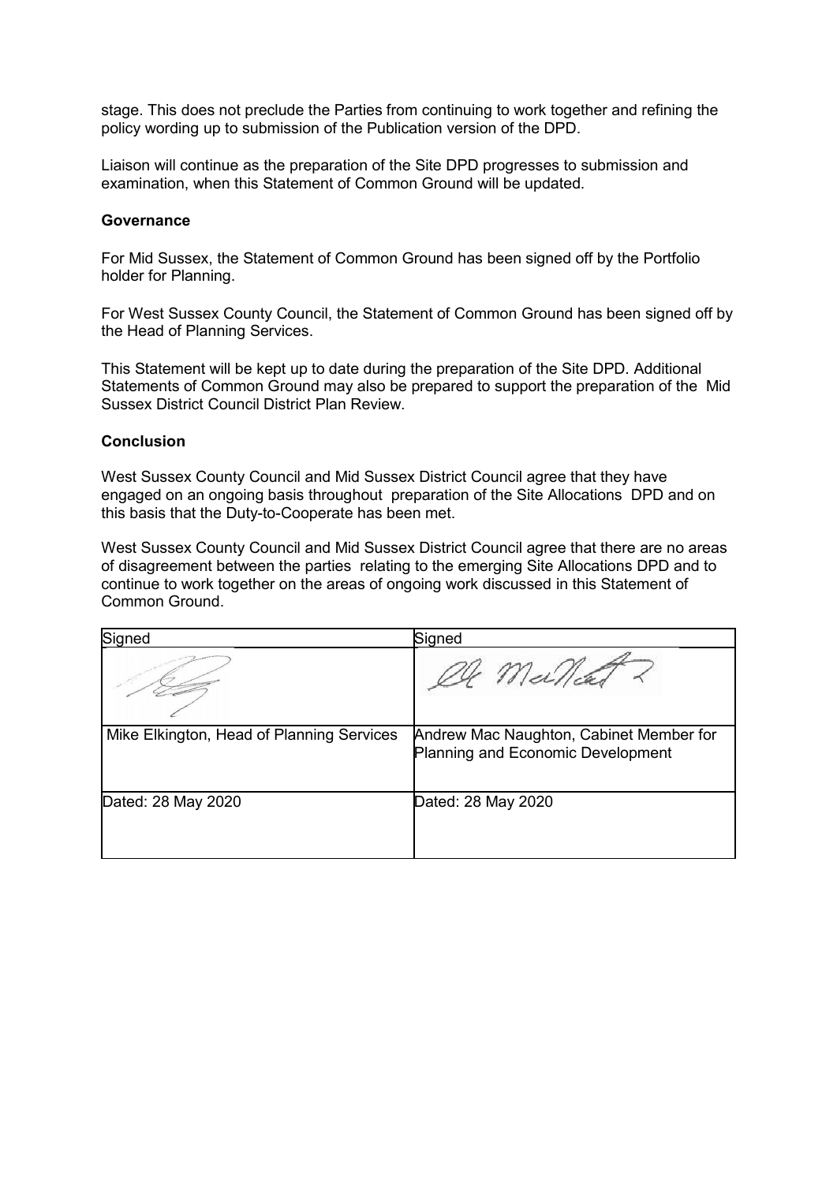stage. This does not preclude the Parties from continuing to work together and refining the policy wording up to submission of the Publication version of the DPD.

Liaison will continue as the preparation of the Site DPD progresses to submission and examination, when this Statement of Common Ground will be updated.

**Governance**

For Mid Sussex, the Statement of Common Ground has been signed off by the Portfolio holder for Planning.

For West Sussex County Council, the Statement of Common Ground has been signed off by the Head of Planning Services.

This Statement will be kept up to date during the preparation of the Site DPD. Additional Statements of Common Ground may also be prepared to support the preparation of the Mid Sussex District Council District Plan Review.

**Conclusion**

West Sussex County Council and Mid Sussex District Council agree that they have engaged on an ongoing basis throughout preparation of the Site Allocations DPD and on this basis that the Duty-to-Cooperate has been met.

West Sussex County Council and Mid Sussex District Council agree that there are no areas of disagreement between the parties relating to the emerging Site Allocations DPD and to continue to work together on the areas of ongoing work discussed in this Statement of Common Ground.

| Signed | Signed |
|---|---|
| | |
| Mike Elkington, Head of Planning Services | Andrew Mac Naughton, Cabinet Member for Planning and Economic Development |
| Dated: 28 May 2020 | Dated: 28 May 2020 |